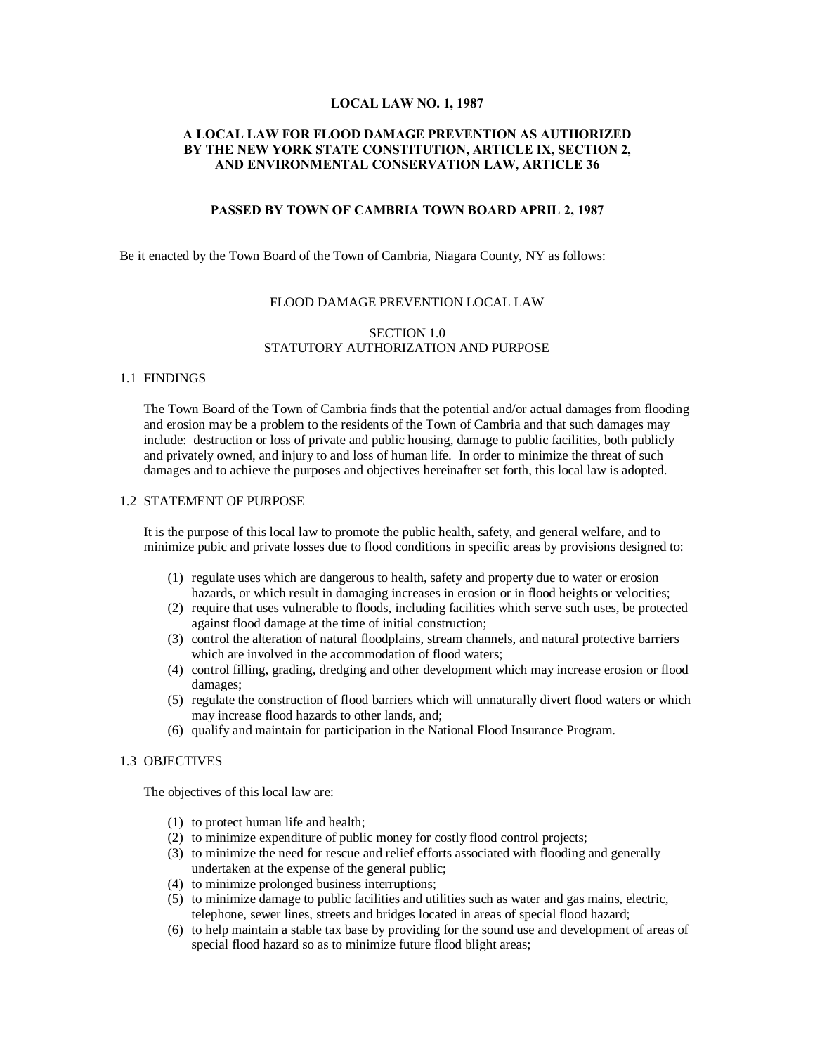# LOCAL LAW NO. 1, 1987

## A LOCAL LAW FOR FLOOD DAMAGE PREVENTION AS AUTHORIZED BY THE NEW YORK STATE CONSTITUTION, ARTICLE IX, SECTION 2, AND ENVIRONMENTAL CONSERVATION LAW, ARTICLE 36

## PASSED BY TOWN OF CAMBRIA TOWN BOARD APRIL 2, 1987

Be it enacted by the Town Board of the Town of Cambria, Niagara County, NY as follows:

FLOOD DAMAGE PREVENTION LOCAL LAW

SECTION 1.0
STATUTORY AUTHORIZATION AND PURPOSE

### 1.1 FINDINGS

The Town Board of the Town of Cambria finds that the potential and/or actual damages from flooding and erosion may be a problem to the residents of the Town of Cambria and that such damages may include: destruction or loss of private and public housing, damage to public facilities, both publicly and privately owned, and injury to and loss of human life. In order to minimize the threat of such damages and to achieve the purposes and objectives hereinafter set forth, this local law is adopted.

### 1.2 STATEMENT OF PURPOSE

It is the purpose of this local law to promote the public health, safety, and general welfare, and to minimize pubic and private losses due to flood conditions in specific areas by provisions designed to:

(1) regulate uses which are dangerous to health, safety and property due to water or erosion hazards, or which result in damaging increases in erosion or in flood heights or velocities;
(2) require that uses vulnerable to floods, including facilities which serve such uses, be protected against flood damage at the time of initial construction;
(3) control the alteration of natural floodplains, stream channels, and natural protective barriers which are involved in the accommodation of flood waters;
(4) control filling, grading, dredging and other development which may increase erosion or flood damages;
(5) regulate the construction of flood barriers which will unnaturally divert flood waters or which may increase flood hazards to other lands, and;
(6) qualify and maintain for participation in the National Flood Insurance Program.

### 1.3 OBJECTIVES

The objectives of this local law are:

(1) to protect human life and health;
(2) to minimize expenditure of public money for costly flood control projects;
(3) to minimize the need for rescue and relief efforts associated with flooding and generally undertaken at the expense of the general public;
(4) to minimize prolonged business interruptions;
(5) to minimize damage to public facilities and utilities such as water and gas mains, electric, telephone, sewer lines, streets and bridges located in areas of special flood hazard;
(6) to help maintain a stable tax base by providing for the sound use and development of areas of special flood hazard so as to minimize future flood blight areas;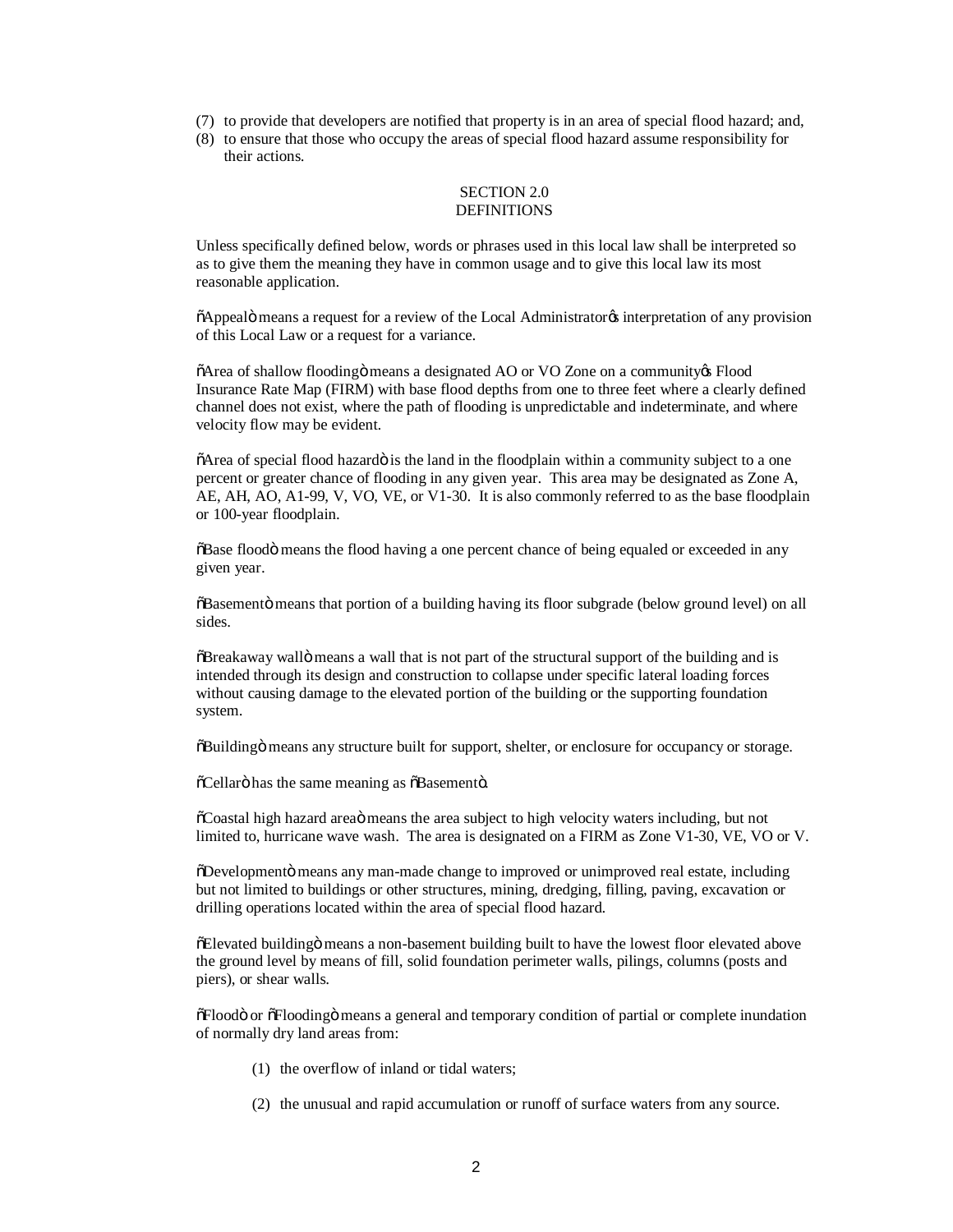(7) to provide that developers are notified that property is in an area of special flood hazard; and,
(8) to ensure that those who occupy the areas of special flood hazard assume responsibility for their actions.

## SECTION 2.0
## DEFINITIONS

Unless specifically defined below, words or phrases used in this local law shall be interpreted so as to give them the meaning they have in common usage and to give this local law its most reasonable application.

"Appeal" means a request for a review of the Local Administrator's interpretation of any provision of this Local Law or a request for a variance.

"Area of shallow flooding" means a designated AO or VO Zone on a community's Flood Insurance Rate Map (FIRM) with base flood depths from one to three feet where a clearly defined channel does not exist, where the path of flooding is unpredictable and indeterminate, and where velocity flow may be evident.

"Area of special flood hazard" is the land in the floodplain within a community subject to a one percent or greater chance of flooding in any given year. This area may be designated as Zone A, AE, AH, AO, A1-99, V, VO, VE, or V1-30. It is also commonly referred to as the base floodplain or 100-year floodplain.

"Base flood" means the flood having a one percent chance of being equaled or exceeded in any given year.

"Basement" means that portion of a building having its floor subgrade (below ground level) on all sides.

"Breakaway wall" means a wall that is not part of the structural support of the building and is intended through its design and construction to collapse under specific lateral loading forces without causing damage to the elevated portion of the building or the supporting foundation system.

"Building" means any structure built for support, shelter, or enclosure for occupancy or storage.

"Cellar" has the same meaning as "Basement".

"Coastal high hazard area" means the area subject to high velocity waters including, but not limited to, hurricane wave wash. The area is designated on a FIRM as Zone V1-30, VE, VO or V.

"Development" means any man-made change to improved or unimproved real estate, including but not limited to buildings or other structures, mining, dredging, filling, paving, excavation or drilling operations located within the area of special flood hazard.

"Elevated building" means a non-basement building built to have the lowest floor elevated above the ground level by means of fill, solid foundation perimeter walls, pilings, columns (posts and piers), or shear walls.

"Flood" or "Flooding" means a general and temporary condition of partial or complete inundation of normally dry land areas from:

(1) the overflow of inland or tidal waters;

(2) the unusual and rapid accumulation or runoff of surface waters from any source.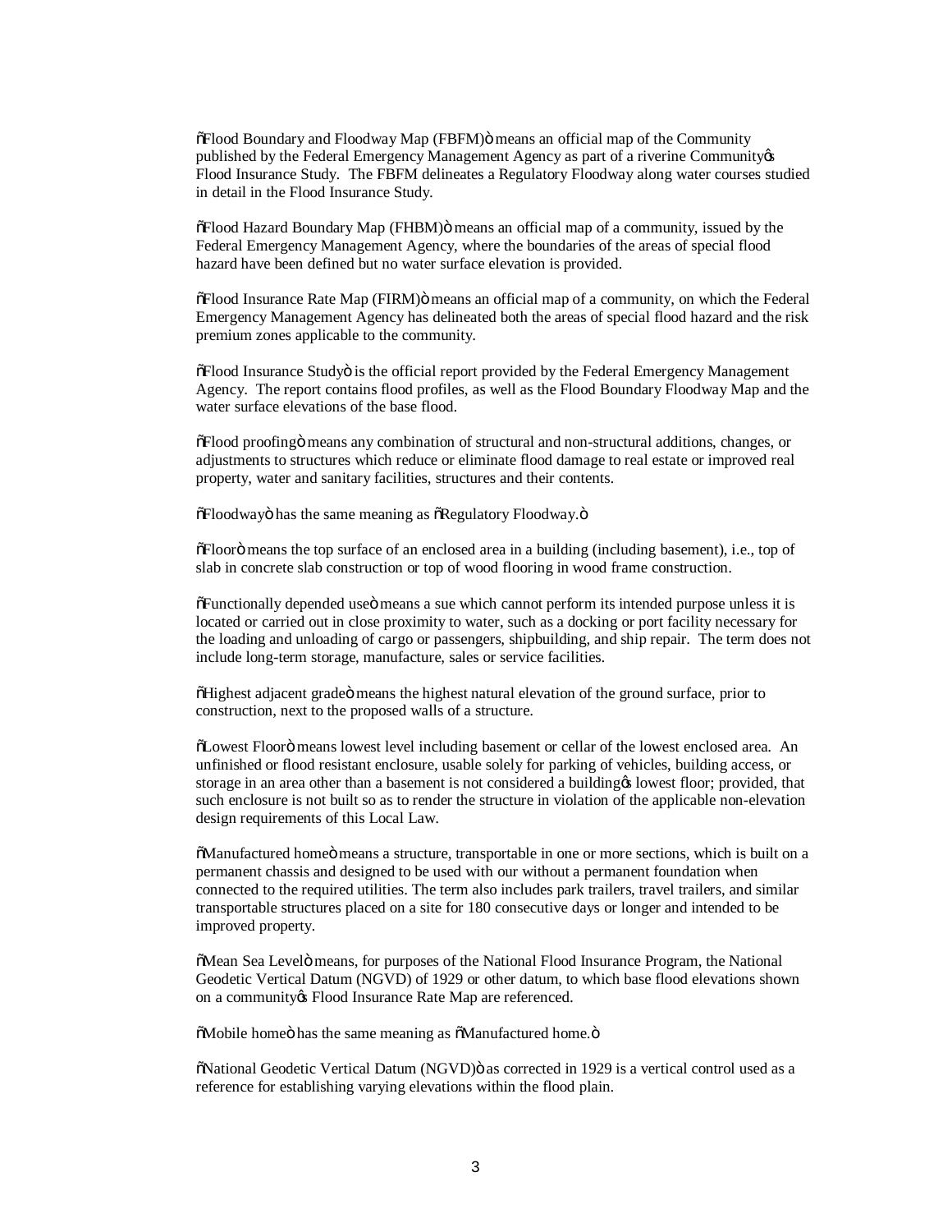ñFlood Boundary and Floodway Map (FBFM)ö means an official map of the Community published by the Federal Emergency Management Agency as part of a riverine Communityøs Flood Insurance Study. The FBFM delineates a Regulatory Floodway along water courses studied in detail in the Flood Insurance Study.

ñFlood Hazard Boundary Map (FHBM)ö means an official map of a community, issued by the Federal Emergency Management Agency, where the boundaries of the areas of special flood hazard have been defined but no water surface elevation is provided.

ñFlood Insurance Rate Map (FIRM)ö means an official map of a community, on which the Federal Emergency Management Agency has delineated both the areas of special flood hazard and the risk premium zones applicable to the community.

ñFlood Insurance Studyö is the official report provided by the Federal Emergency Management Agency. The report contains flood profiles, as well as the Flood Boundary Floodway Map and the water surface elevations of the base flood.

ñFlood proofingö means any combination of structural and non-structural additions, changes, or adjustments to structures which reduce or eliminate flood damage to real estate or improved real property, water and sanitary facilities, structures and their contents.

ñFloodwayö has the same meaning as ñRegulatory Floodway.ö

ñFloorö means the top surface of an enclosed area in a building (including basement), i.e., top of slab in concrete slab construction or top of wood flooring in wood frame construction.

ñFunctionally depended useö means a sue which cannot perform its intended purpose unless it is located or carried out in close proximity to water, such as a docking or port facility necessary for the loading and unloading of cargo or passengers, shipbuilding, and ship repair. The term does not include long-term storage, manufacture, sales or service facilities.

ñHighest adjacent gradeö means the highest natural elevation of the ground surface, prior to construction, next to the proposed walls of a structure.

ñLowest Floorö means lowest level including basement or cellar of the lowest enclosed area. An unfinished or flood resistant enclosure, usable solely for parking of vehicles, building access, or storage in an area other than a basement is not considered a buildingøs lowest floor; provided, that such enclosure is not built so as to render the structure in violation of the applicable non-elevation design requirements of this Local Law.

ñManufactured homeö means a structure, transportable in one or more sections, which is built on a permanent chassis and designed to be used with our without a permanent foundation when connected to the required utilities. The term also includes park trailers, travel trailers, and similar transportable structures placed on a site for 180 consecutive days or longer and intended to be improved property.

ñMean Sea Levelö means, for purposes of the National Flood Insurance Program, the National Geodetic Vertical Datum (NGVD) of 1929 or other datum, to which base flood elevations shown on a communityøs Flood Insurance Rate Map are referenced.

ñMobile homeö has the same meaning as ñManufactured home.ö

ñNational Geodetic Vertical Datum (NGVD)ö as corrected in 1929 is a vertical control used as a reference for establishing varying elevations within the flood plain.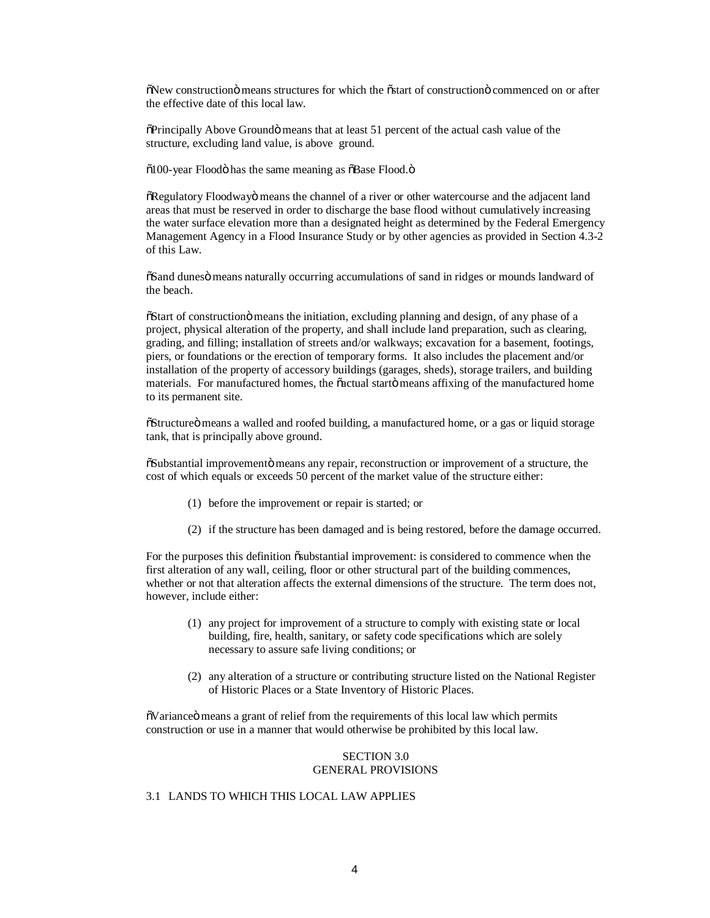"New construction" means structures for which the "start of construction" commenced on or after the effective date of this local law.

"Principally Above Ground" means that at least 51 percent of the actual cash value of the structure, excluding land value, is above ground.

"100-year Flood" has the same meaning as "Base Flood."

"Regulatory Floodway" means the channel of a river or other watercourse and the adjacent land areas that must be reserved in order to discharge the base flood without cumulatively increasing the water surface elevation more than a designated height as determined by the Federal Emergency Management Agency in a Flood Insurance Study or by other agencies as provided in Section 4.3-2 of this Law.

"Sand dunes" means naturally occurring accumulations of sand in ridges or mounds landward of the beach.

"Start of construction" means the initiation, excluding planning and design, of any phase of a project, physical alteration of the property, and shall include land preparation, such as clearing, grading, and filling; installation of streets and/or walkways; excavation for a basement, footings, piers, or foundations or the erection of temporary forms. It also includes the placement and/or installation of the property of accessory buildings (garages, sheds), storage trailers, and building materials. For manufactured homes, the "actual start" means affixing of the manufactured home to its permanent site.

"Structure" means a walled and roofed building, a manufactured home, or a gas or liquid storage tank, that is principally above ground.

"Substantial improvement" means any repair, reconstruction or improvement of a structure, the cost of which equals or exceeds 50 percent of the market value of the structure either:

(1) before the improvement or repair is started; or

(2) if the structure has been damaged and is being restored, before the damage occurred.

For the purposes this definition "substantial improvement: is considered to commence when the first alteration of any wall, ceiling, floor or other structural part of the building commences, whether or not that alteration affects the external dimensions of the structure. The term does not, however, include either:

(1) any project for improvement of a structure to comply with existing state or local building, fire, health, sanitary, or safety code specifications which are solely necessary to assure safe living conditions; or

(2) any alteration of a structure or contributing structure listed on the National Register of Historic Places or a State Inventory of Historic Places.

"Variance" means a grant of relief from the requirements of this local law which permits construction or use in a manner that would otherwise be prohibited by this local law.

## SECTION 3.0
## GENERAL PROVISIONS

### 3.1 LANDS TO WHICH THIS LOCAL LAW APPLIES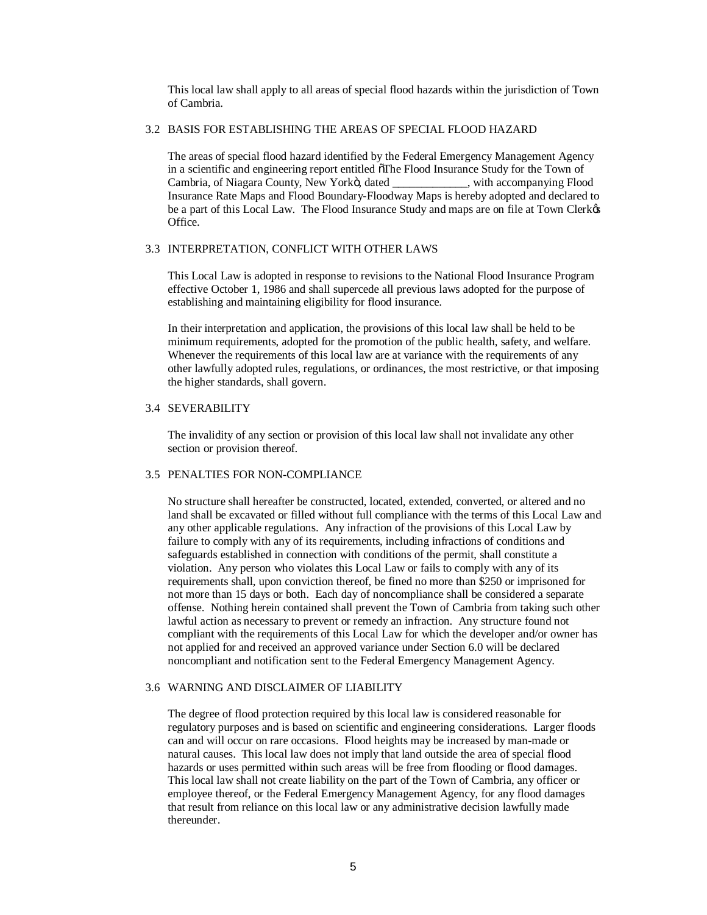This local law shall apply to all areas of special flood hazards within the jurisdiction of Town of Cambria.

### 3.2 BASIS FOR ESTABLISHING THE AREAS OF SPECIAL FLOOD HAZARD

The areas of special flood hazard identified by the Federal Emergency Management Agency in a scientific and engineering report entitled "The Flood Insurance Study for the Town of Cambria, of Niagara County, New York", dated _____________, with accompanying Flood Insurance Rate Maps and Flood Boundary-Floodway Maps is hereby adopted and declared to be a part of this Local Law. The Flood Insurance Study and maps are on file at Town Clerk's Office.

### 3.3 INTERPRETATION, CONFLICT WITH OTHER LAWS

This Local Law is adopted in response to revisions to the National Flood Insurance Program effective October 1, 1986 and shall supercede all previous laws adopted for the purpose of establishing and maintaining eligibility for flood insurance.

In their interpretation and application, the provisions of this local law shall be held to be minimum requirements, adopted for the promotion of the public health, safety, and welfare. Whenever the requirements of this local law are at variance with the requirements of any other lawfully adopted rules, regulations, or ordinances, the most restrictive, or that imposing the higher standards, shall govern.

### 3.4 SEVERABILITY

The invalidity of any section or provision of this local law shall not invalidate any other section or provision thereof.

### 3.5 PENALTIES FOR NON-COMPLIANCE

No structure shall hereafter be constructed, located, extended, converted, or altered and no land shall be excavated or filled without full compliance with the terms of this Local Law and any other applicable regulations. Any infraction of the provisions of this Local Law by failure to comply with any of its requirements, including infractions of conditions and safeguards established in connection with conditions of the permit, shall constitute a violation. Any person who violates this Local Law or fails to comply with any of its requirements shall, upon conviction thereof, be fined no more than $250 or imprisoned for not more than 15 days or both. Each day of noncompliance shall be considered a separate offense. Nothing herein contained shall prevent the Town of Cambria from taking such other lawful action as necessary to prevent or remedy an infraction. Any structure found not compliant with the requirements of this Local Law for which the developer and/or owner has not applied for and received an approved variance under Section 6.0 will be declared noncompliant and notification sent to the Federal Emergency Management Agency.

### 3.6 WARNING AND DISCLAIMER OF LIABILITY

The degree of flood protection required by this local law is considered reasonable for regulatory purposes and is based on scientific and engineering considerations. Larger floods can and will occur on rare occasions. Flood heights may be increased by man-made or natural causes. This local law does not imply that land outside the area of special flood hazards or uses permitted within such areas will be free from flooding or flood damages. This local law shall not create liability on the part of the Town of Cambria, any officer or employee thereof, or the Federal Emergency Management Agency, for any flood damages that result from reliance on this local law or any administrative decision lawfully made thereunder.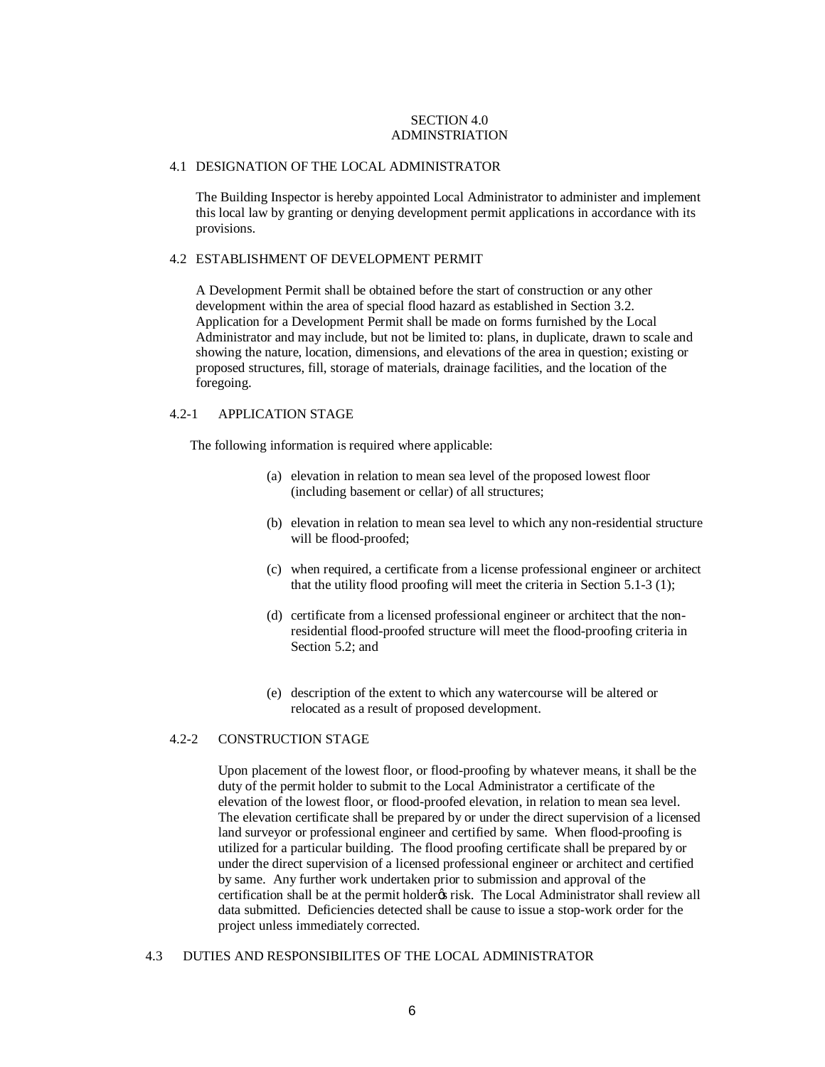# SECTION 4.0
# ADMINSTRIATION

## 4.1 DESIGNATION OF THE LOCAL ADMINISTRATOR

The Building Inspector is hereby appointed Local Administrator to administer and implement this local law by granting or denying development permit applications in accordance with its provisions.

## 4.2 ESTABLISHMENT OF DEVELOPMENT PERMIT

A Development Permit shall be obtained before the start of construction or any other development within the area of special flood hazard as established in Section 3.2. Application for a Development Permit shall be made on forms furnished by the Local Administrator and may include, but not be limited to: plans, in duplicate, drawn to scale and showing the nature, location, dimensions, and elevations of the area in question; existing or proposed structures, fill, storage of materials, drainage facilities, and the location of the foregoing.

### 4.2-1 APPLICATION STAGE

The following information is required where applicable:

(a) elevation in relation to mean sea level of the proposed lowest floor (including basement or cellar) of all structures;

(b) elevation in relation to mean sea level to which any non-residential structure will be flood-proofed;

(c) when required, a certificate from a license professional engineer or architect that the utility flood proofing will meet the criteria in Section 5.1-3 (1);

(d) certificate from a licensed professional engineer or architect that the non-residential flood-proofed structure will meet the flood-proofing criteria in Section 5.2; and

(e) description of the extent to which any watercourse will be altered or relocated as a result of proposed development.

### 4.2-2 CONSTRUCTION STAGE

Upon placement of the lowest floor, or flood-proofing by whatever means, it shall be the duty of the permit holder to submit to the Local Administrator a certificate of the elevation of the lowest floor, or flood-proofed elevation, in relation to mean sea level. The elevation certificate shall be prepared by or under the direct supervision of a licensed land surveyor or professional engineer and certified by same. When flood-proofing is utilized for a particular building. The flood proofing certificate shall be prepared by or under the direct supervision of a licensed professional engineer or architect and certified by same. Any further work undertaken prior to submission and approval of the certification shall be at the permit holder's risk. The Local Administrator shall review all data submitted. Deficiencies detected shall be cause to issue a stop-work order for the project unless immediately corrected.

## 4.3 DUTIES AND RESPONSIBILITES OF THE LOCAL ADMINISTRATOR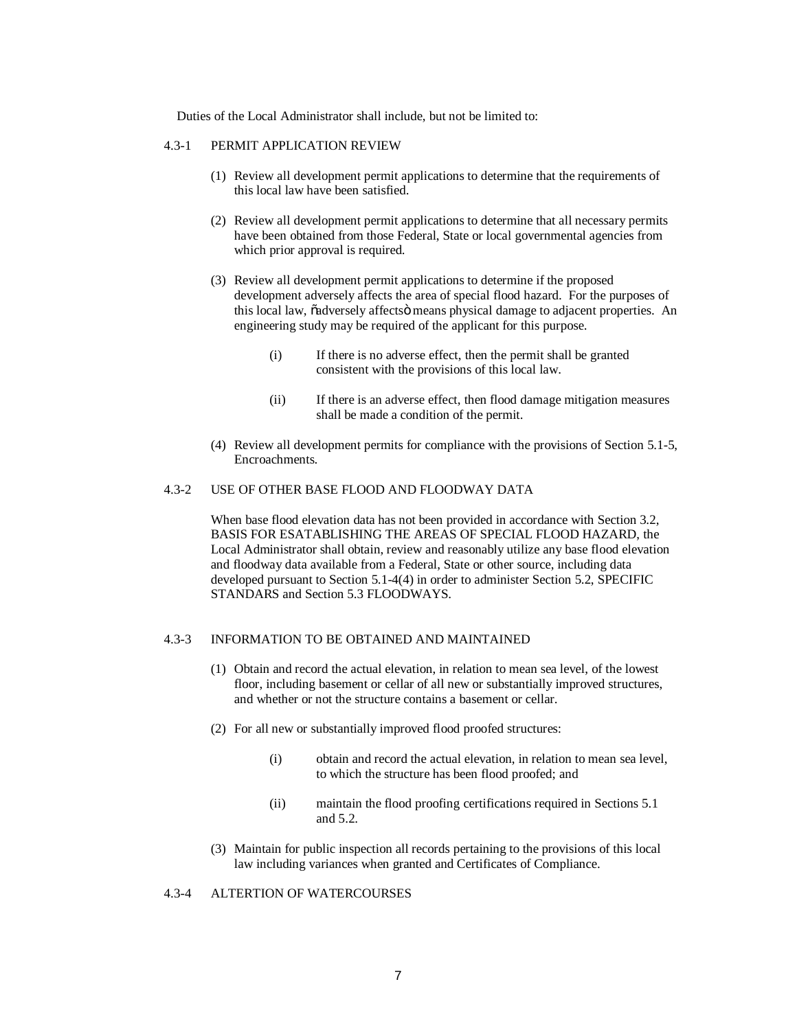Duties of the Local Administrator shall include, but not be limited to:

4.3-1 PERMIT APPLICATION REVIEW

(1) Review all development permit applications to determine that the requirements of this local law have been satisfied.

(2) Review all development permit applications to determine that all necessary permits have been obtained from those Federal, State or local governmental agencies from which prior approval is required.

(3) Review all development permit applications to determine if the proposed development adversely affects the area of special flood hazard. For the purposes of this local law, õadversely affectsö means physical damage to adjacent properties. An engineering study may be required of the applicant for this purpose.

(i) If there is no adverse effect, then the permit shall be granted consistent with the provisions of this local law.

(ii) If there is an adverse effect, then flood damage mitigation measures shall be made a condition of the permit.

(4) Review all development permits for compliance with the provisions of Section 5.1-5, Encroachments.

4.3-2 USE OF OTHER BASE FLOOD AND FLOODWAY DATA

When base flood elevation data has not been provided in accordance with Section 3.2, BASIS FOR ESATABLISHING THE AREAS OF SPECIAL FLOOD HAZARD, the Local Administrator shall obtain, review and reasonably utilize any base flood elevation and floodway data available from a Federal, State or other source, including data developed pursuant to Section 5.1-4(4) in order to administer Section 5.2, SPECIFIC STANDARDS and Section 5.3 FLOODWAYS.

4.3-3 INFORMATION TO BE OBTAINED AND MAINTAINED

(1) Obtain and record the actual elevation, in relation to mean sea level, of the lowest floor, including basement or cellar of all new or substantially improved structures, and whether or not the structure contains a basement or cellar.

(2) For all new or substantially improved flood proofed structures:

(i) obtain and record the actual elevation, in relation to mean sea level, to which the structure has been flood proofed; and

(ii) maintain the flood proofing certifications required in Sections 5.1 and 5.2.

(3) Maintain for public inspection all records pertaining to the provisions of this local law including variances when granted and Certificates of Compliance.

4.3-4 ALTERTION OF WATERCOURSES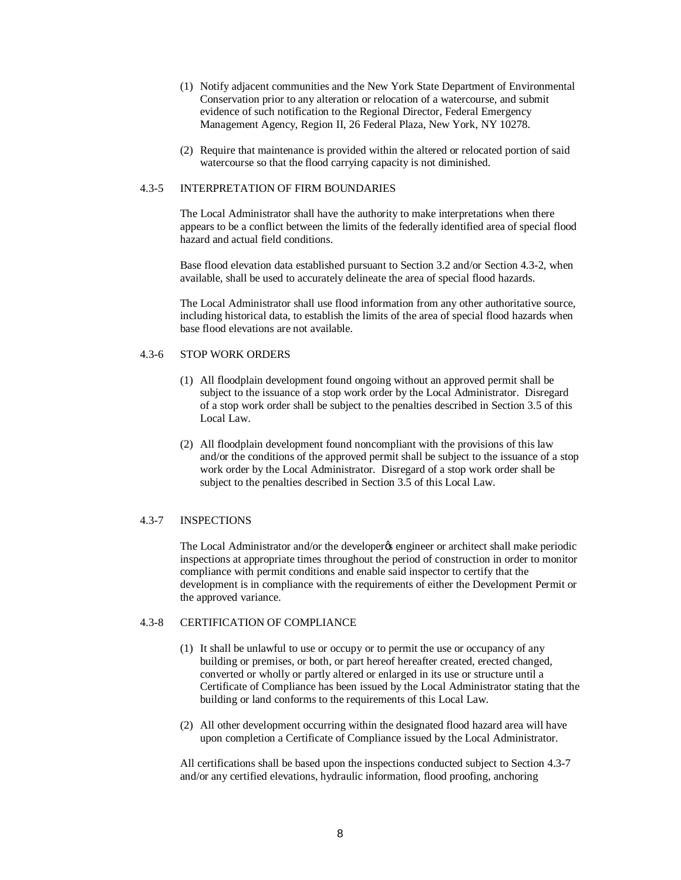(1) Notify adjacent communities and the New York State Department of Environmental Conservation prior to any alteration or relocation of a watercourse, and submit evidence of such notification to the Regional Director, Federal Emergency Management Agency, Region II, 26 Federal Plaza, New York, NY 10278.

(2) Require that maintenance is provided within the altered or relocated portion of said watercourse so that the flood carrying capacity is not diminished.

### 4.3-5 INTERPRETATION OF FIRM BOUNDARIES

The Local Administrator shall have the authority to make interpretations when there appears to be a conflict between the limits of the federally identified area of special flood hazard and actual field conditions.

Base flood elevation data established pursuant to Section 3.2 and/or Section 4.3-2, when available, shall be used to accurately delineate the area of special flood hazards.

The Local Administrator shall use flood information from any other authoritative source, including historical data, to establish the limits of the area of special flood hazards when base flood elevations are not available.

### 4.3-6 STOP WORK ORDERS

(1) All floodplain development found ongoing without an approved permit shall be subject to the issuance of a stop work order by the Local Administrator. Disregard of a stop work order shall be subject to the penalties described in Section 3.5 of this Local Law.

(2) All floodplain development found noncompliant with the provisions of this law and/or the conditions of the approved permit shall be subject to the issuance of a stop work order by the Local Administrator. Disregard of a stop work order shall be subject to the penalties described in Section 3.5 of this Local Law.

### 4.3-7 INSPECTIONS

The Local Administrator and/or the developer's engineer or architect shall make periodic inspections at appropriate times throughout the period of construction in order to monitor compliance with permit conditions and enable said inspector to certify that the development is in compliance with the requirements of either the Development Permit or the approved variance.

### 4.3-8 CERTIFICATION OF COMPLIANCE

(1) It shall be unlawful to use or occupy or to permit the use or occupancy of any building or premises, or both, or part hereof hereafter created, erected changed, converted or wholly or partly altered or enlarged in its use or structure until a Certificate of Compliance has been issued by the Local Administrator stating that the building or land conforms to the requirements of this Local Law.

(2) All other development occurring within the designated flood hazard area will have upon completion a Certificate of Compliance issued by the Local Administrator.

All certifications shall be based upon the inspections conducted subject to Section 4.3-7 and/or any certified elevations, hydraulic information, flood proofing, anchoring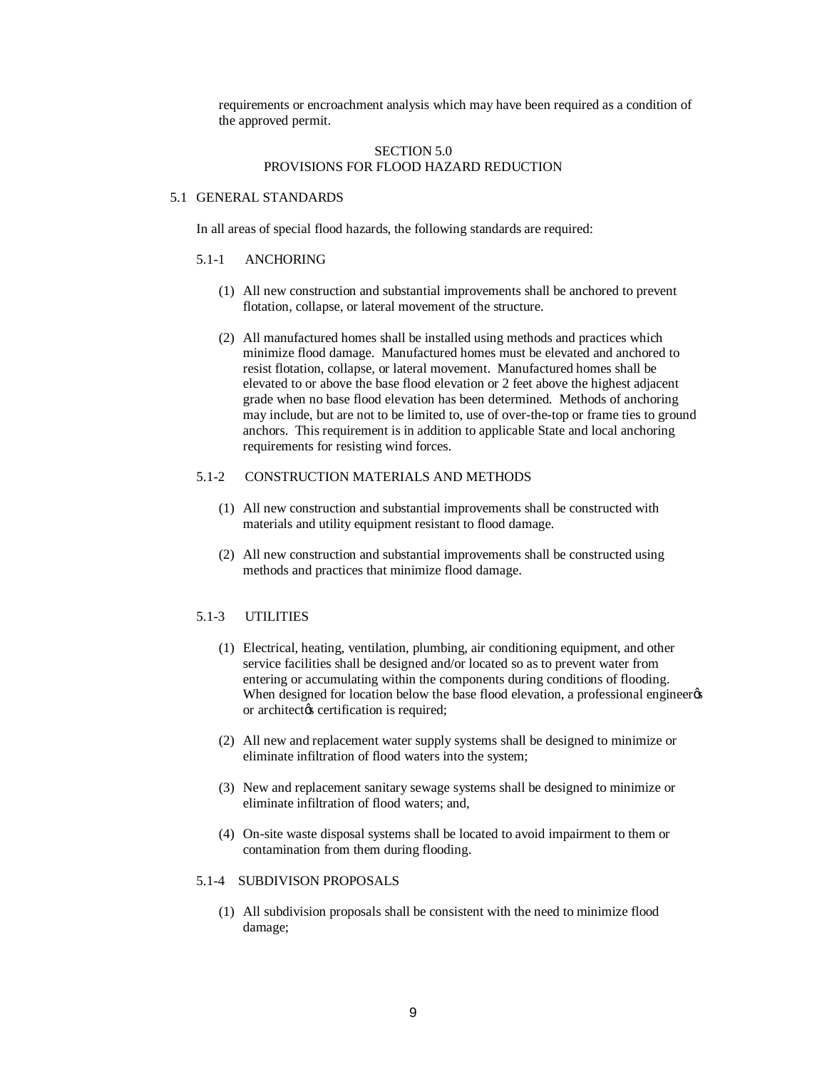requirements or encroachment analysis which may have been required as a condition of the approved permit.

# SECTION 5.0
# PROVISIONS FOR FLOOD HAZARD REDUCTION

## 5.1 GENERAL STANDARDS

In all areas of special flood hazards, the following standards are required:

### 5.1-1 ANCHORING

(1) All new construction and substantial improvements shall be anchored to prevent flotation, collapse, or lateral movement of the structure.

(2) All manufactured homes shall be installed using methods and practices which minimize flood damage. Manufactured homes must be elevated and anchored to resist flotation, collapse, or lateral movement. Manufactured homes shall be elevated to or above the base flood elevation or 2 feet above the highest adjacent grade when no base flood elevation has been determined. Methods of anchoring may include, but are not to be limited to, use of over-the-top or frame ties to ground anchors. This requirement is in addition to applicable State and local anchoring requirements for resisting wind forces.

### 5.1-2 CONSTRUCTION MATERIALS AND METHODS

(1) All new construction and substantial improvements shall be constructed with materials and utility equipment resistant to flood damage.

(2) All new construction and substantial improvements shall be constructed using methods and practices that minimize flood damage.

### 5.1-3 UTILITIES

(1) Electrical, heating, ventilation, plumbing, air conditioning equipment, and other service facilities shall be designed and/or located so as to prevent water from entering or accumulating within the components during conditions of flooding. When designed for location below the base flood elevation, a professional engineer's or architect's certification is required;

(2) All new and replacement water supply systems shall be designed to minimize or eliminate infiltration of flood waters into the system;

(3) New and replacement sanitary sewage systems shall be designed to minimize or eliminate infiltration of flood waters; and,

(4) On-site waste disposal systems shall be located to avoid impairment to them or contamination from them during flooding.

### 5.1-4 SUBDIVISON PROPOSALS

(1) All subdivision proposals shall be consistent with the need to minimize flood damage;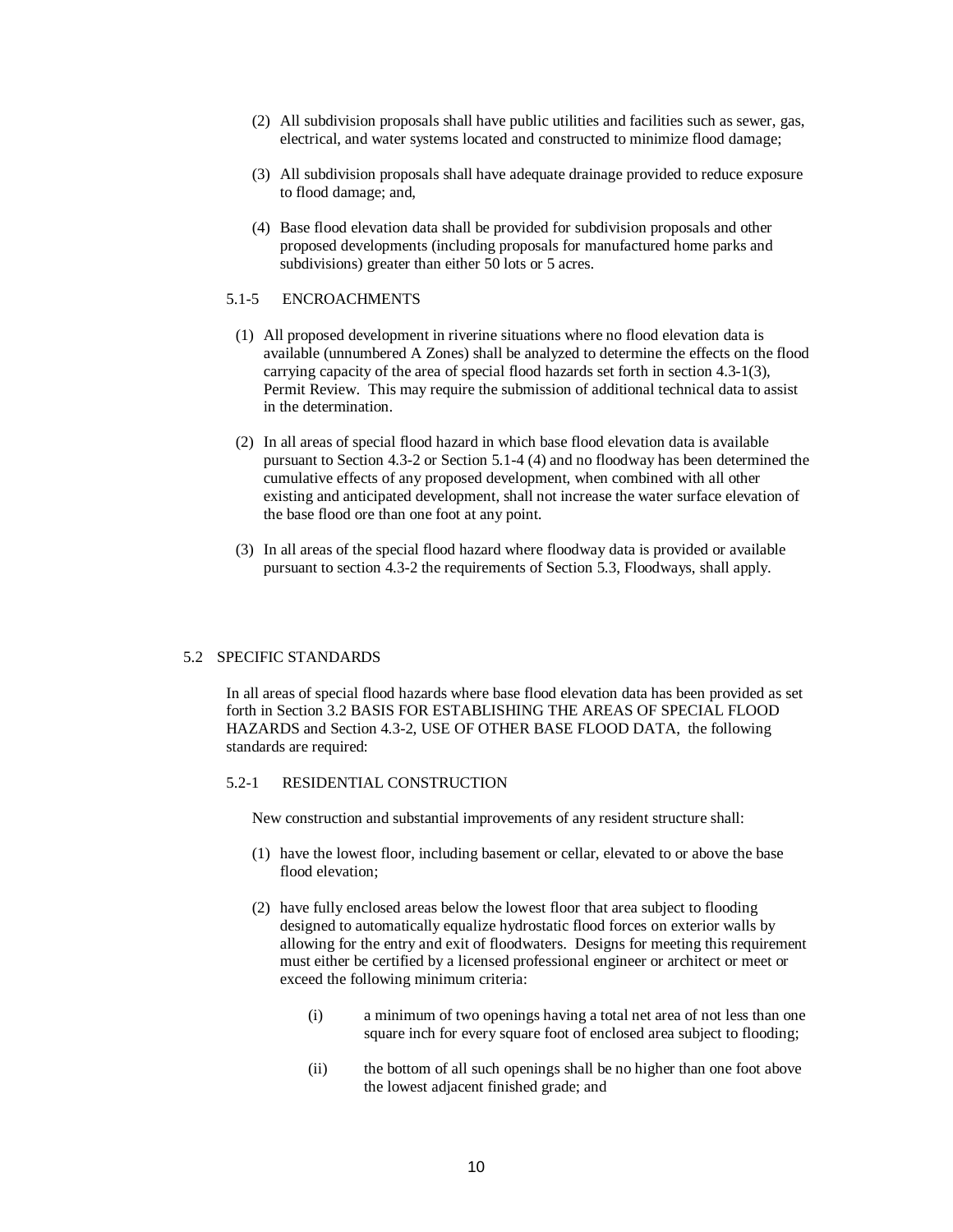(2) All subdivision proposals shall have public utilities and facilities such as sewer, gas, electrical, and water systems located and constructed to minimize flood damage;

(3) All subdivision proposals shall have adequate drainage provided to reduce exposure to flood damage; and,

(4) Base flood elevation data shall be provided for subdivision proposals and other proposed developments (including proposals for manufactured home parks and subdivisions) greater than either 50 lots or 5 acres.

### 5.1-5 ENCROACHMENTS

(1) All proposed development in riverine situations where no flood elevation data is available (unnumbered A Zones) shall be analyzed to determine the effects on the flood carrying capacity of the area of special flood hazards set forth in section 4.3-1(3), Permit Review. This may require the submission of additional technical data to assist in the determination.

(2) In all areas of special flood hazard in which base flood elevation data is available pursuant to Section 4.3-2 or Section 5.1-4 (4) and no floodway has been determined the cumulative effects of any proposed development, when combined with all other existing and anticipated development, shall not increase the water surface elevation of the base flood ore than one foot at any point.

(3) In all areas of the special flood hazard where floodway data is provided or available pursuant to section 4.3-2 the requirements of Section 5.3, Floodways, shall apply.

## 5.2 SPECIFIC STANDARDS

In all areas of special flood hazards where base flood elevation data has been provided as set forth in Section 3.2 BASIS FOR ESTABLISHING THE AREAS OF SPECIAL FLOOD HAZARDS and Section 4.3-2, USE OF OTHER BASE FLOOD DATA, the following standards are required:

### 5.2-1 RESIDENTIAL CONSTRUCTION

New construction and substantial improvements of any resident structure shall:

(1) have the lowest floor, including basement or cellar, elevated to or above the base flood elevation;

(2) have fully enclosed areas below the lowest floor that area subject to flooding designed to automatically equalize hydrostatic flood forces on exterior walls by allowing for the entry and exit of floodwaters. Designs for meeting this requirement must either be certified by a licensed professional engineer or architect or meet or exceed the following minimum criteria:

(i) a minimum of two openings having a total net area of not less than one square inch for every square foot of enclosed area subject to flooding;

(ii) the bottom of all such openings shall be no higher than one foot above the lowest adjacent finished grade; and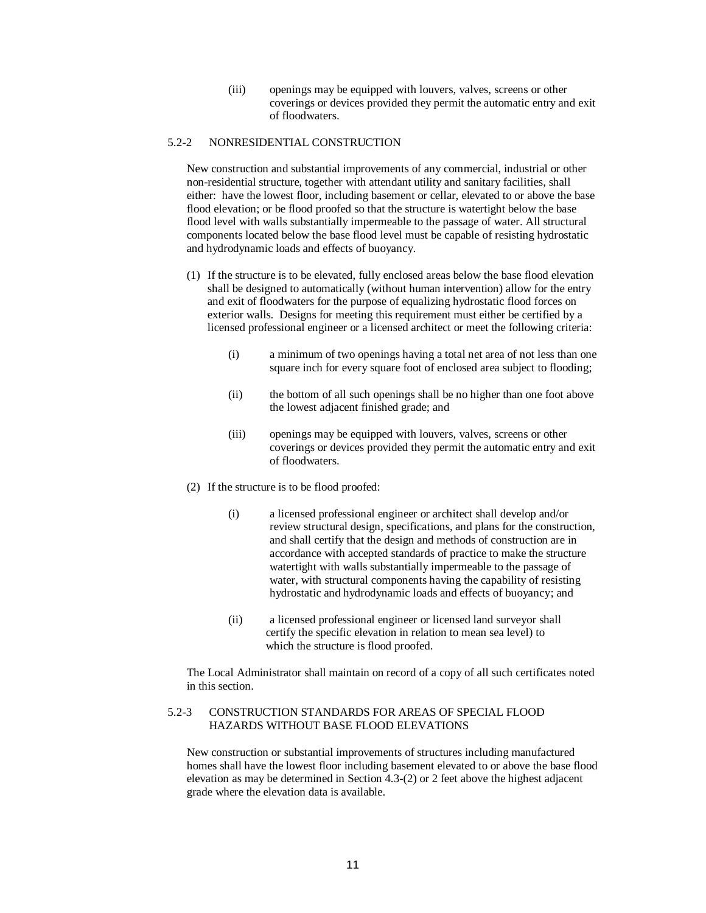(iii) openings may be equipped with louvers, valves, screens or other coverings or devices provided they permit the automatic entry and exit of floodwaters.

### 5.2-2 NONRESIDENTIAL CONSTRUCTION

New construction and substantial improvements of any commercial, industrial or other non-residential structure, together with attendant utility and sanitary facilities, shall either: have the lowest floor, including basement or cellar, elevated to or above the base flood elevation; or be flood proofed so that the structure is watertight below the base flood level with walls substantially impermeable to the passage of water. All structural components located below the base flood level must be capable of resisting hydrostatic and hydrodynamic loads and effects of buoyancy.

(1) If the structure is to be elevated, fully enclosed areas below the base flood elevation shall be designed to automatically (without human intervention) allow for the entry and exit of floodwaters for the purpose of equalizing hydrostatic flood forces on exterior walls. Designs for meeting this requirement must either be certified by a licensed professional engineer or a licensed architect or meet the following criteria:

   (i) a minimum of two openings having a total net area of not less than one square inch for every square foot of enclosed area subject to flooding;

   (ii) the bottom of all such openings shall be no higher than one foot above the lowest adjacent finished grade; and

   (iii) openings may be equipped with louvers, valves, screens or other coverings or devices provided they permit the automatic entry and exit of floodwaters.

(2) If the structure is to be flood proofed:

   (i) a licensed professional engineer or architect shall develop and/or review structural design, specifications, and plans for the construction, and shall certify that the design and methods of construction are in accordance with accepted standards of practice to make the structure watertight with walls substantially impermeable to the passage of water, with structural components having the capability of resisting hydrostatic and hydrodynamic loads and effects of buoyancy; and

   (ii) a licensed professional engineer or licensed land surveyor shall certify the specific elevation in relation to mean sea level) to which the structure is flood proofed.

The Local Administrator shall maintain on record of a copy of all such certificates noted in this section.

### 5.2-3 CONSTRUCTION STANDARDS FOR AREAS OF SPECIAL FLOOD HAZARDS WITHOUT BASE FLOOD ELEVATIONS

New construction or substantial improvements of structures including manufactured homes shall have the lowest floor including basement elevated to or above the base flood elevation as may be determined in Section 4.3-(2) or 2 feet above the highest adjacent grade where the elevation data is available.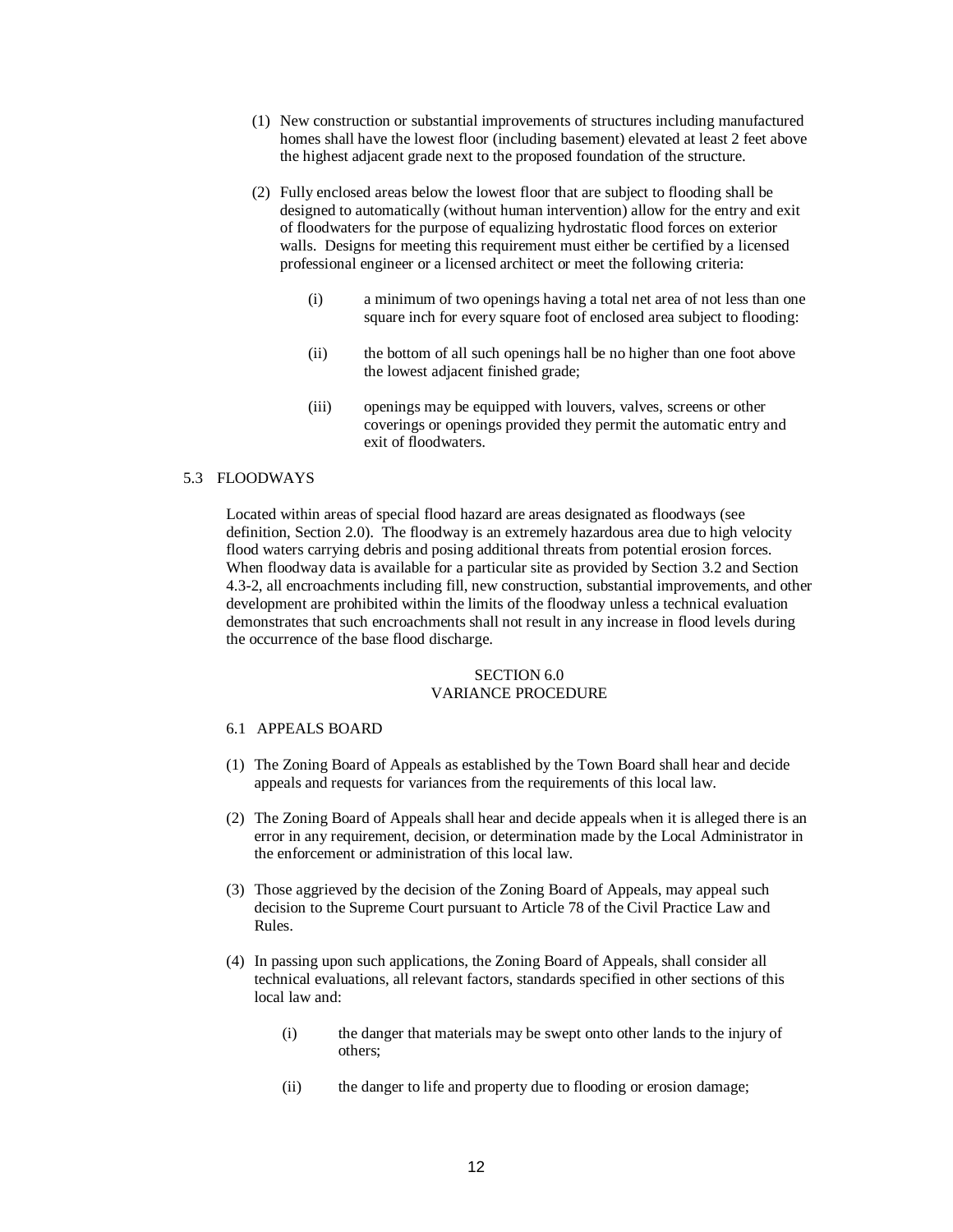(1) New construction or substantial improvements of structures including manufactured homes shall have the lowest floor (including basement) elevated at least 2 feet above the highest adjacent grade next to the proposed foundation of the structure.

(2) Fully enclosed areas below the lowest floor that are subject to flooding shall be designed to automatically (without human intervention) allow for the entry and exit of floodwaters for the purpose of equalizing hydrostatic flood forces on exterior walls. Designs for meeting this requirement must either be certified by a licensed professional engineer or a licensed architect or meet the following criteria:

 (i) a minimum of two openings having a total net area of not less than one square inch for every square foot of enclosed area subject to flooding:

 (ii) the bottom of all such openings hall be no higher than one foot above the lowest adjacent finished grade;

 (iii) openings may be equipped with louvers, valves, screens or other coverings or openings provided they permit the automatic entry and exit of floodwaters.

## 5.3 FLOODWAYS

Located within areas of special flood hazard are areas designated as floodways (see definition, Section 2.0). The floodway is an extremely hazardous area due to high velocity flood waters carrying debris and posing additional threats from potential erosion forces. When floodway data is available for a particular site as provided by Section 3.2 and Section 4.3-2, all encroachments including fill, new construction, substantial improvements, and other development are prohibited within the limits of the floodway unless a technical evaluation demonstrates that such encroachments shall not result in any increase in flood levels during the occurrence of the base flood discharge.

# SECTION 6.0
# VARIANCE PROCEDURE

## 6.1 APPEALS BOARD

(1) The Zoning Board of Appeals as established by the Town Board shall hear and decide appeals and requests for variances from the requirements of this local law.

(2) The Zoning Board of Appeals shall hear and decide appeals when it is alleged there is an error in any requirement, decision, or determination made by the Local Administrator in the enforcement or administration of this local law.

(3) Those aggrieved by the decision of the Zoning Board of Appeals, may appeal such decision to the Supreme Court pursuant to Article 78 of the Civil Practice Law and Rules.

(4) In passing upon such applications, the Zoning Board of Appeals, shall consider all technical evaluations, all relevant factors, standards specified in other sections of this local law and:

 (i) the danger that materials may be swept onto other lands to the injury of others;

 (ii) the danger to life and property due to flooding or erosion damage;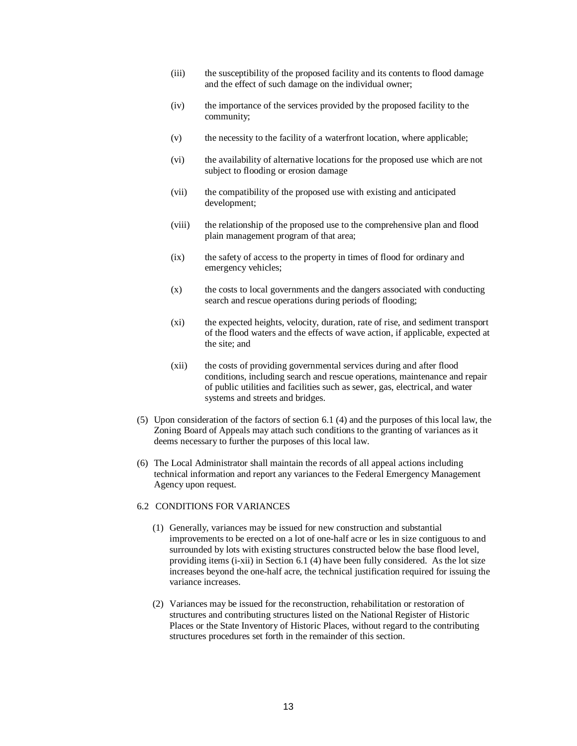(iii) the susceptibility of the proposed facility and its contents to flood damage and the effect of such damage on the individual owner;

(iv) the importance of the services provided by the proposed facility to the community;

(v) the necessity to the facility of a waterfront location, where applicable;

(vi) the availability of alternative locations for the proposed use which are not subject to flooding or erosion damage

(vii) the compatibility of the proposed use with existing and anticipated development;

(viii) the relationship of the proposed use to the comprehensive plan and flood plain management program of that area;

(ix) the safety of access to the property in times of flood for ordinary and emergency vehicles;

(x) the costs to local governments and the dangers associated with conducting search and rescue operations during periods of flooding;

(xi) the expected heights, velocity, duration, rate of rise, and sediment transport of the flood waters and the effects of wave action, if applicable, expected at the site; and

(xii) the costs of providing governmental services during and after flood conditions, including search and rescue operations, maintenance and repair of public utilities and facilities such as sewer, gas, electrical, and water systems and streets and bridges.

(5) Upon consideration of the factors of section 6.1 (4) and the purposes of this local law, the Zoning Board of Appeals may attach such conditions to the granting of variances as it deems necessary to further the purposes of this local law.

(6) The Local Administrator shall maintain the records of all appeal actions including technical information and report any variances to the Federal Emergency Management Agency upon request.

6.2 CONDITIONS FOR VARIANCES

(1) Generally, variances may be issued for new construction and substantial improvements to be erected on a lot of one-half acre or les in size contiguous to and surrounded by lots with existing structures constructed below the base flood level, providing items (i-xii) in Section 6.1 (4) have been fully considered. As the lot size increases beyond the one-half acre, the technical justification required for issuing the variance increases.

(2) Variances may be issued for the reconstruction, rehabilitation or restoration of structures and contributing structures listed on the National Register of Historic Places or the State Inventory of Historic Places, without regard to the contributing structures procedures set forth in the remainder of this section.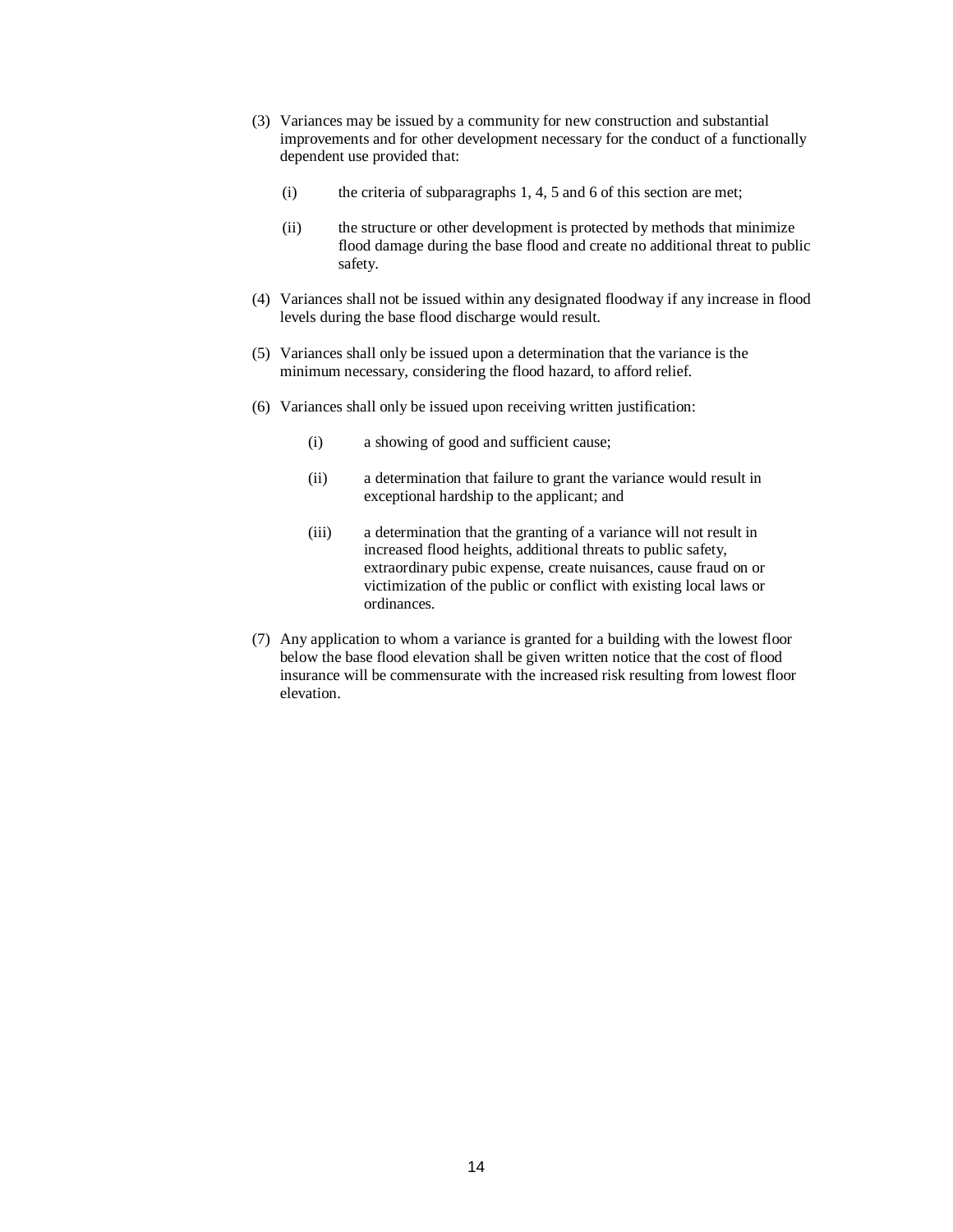(3) Variances may be issued by a community for new construction and substantial improvements and for other development necessary for the conduct of a functionally dependent use provided that:

   (i) the criteria of subparagraphs 1, 4, 5 and 6 of this section are met;

   (ii) the structure or other development is protected by methods that minimize flood damage during the base flood and create no additional threat to public safety.

(4) Variances shall not be issued within any designated floodway if any increase in flood levels during the base flood discharge would result.

(5) Variances shall only be issued upon a determination that the variance is the minimum necessary, considering the flood hazard, to afford relief.

(6) Variances shall only be issued upon receiving written justification:

   (i) a showing of good and sufficient cause;

   (ii) a determination that failure to grant the variance would result in exceptional hardship to the applicant; and

   (iii) a determination that the granting of a variance will not result in increased flood heights, additional threats to public safety, extraordinary pubic expense, create nuisances, cause fraud on or victimization of the public or conflict with existing local laws or ordinances.

(7) Any application to whom a variance is granted for a building with the lowest floor below the base flood elevation shall be given written notice that the cost of flood insurance will be commensurate with the increased risk resulting from lowest floor elevation.